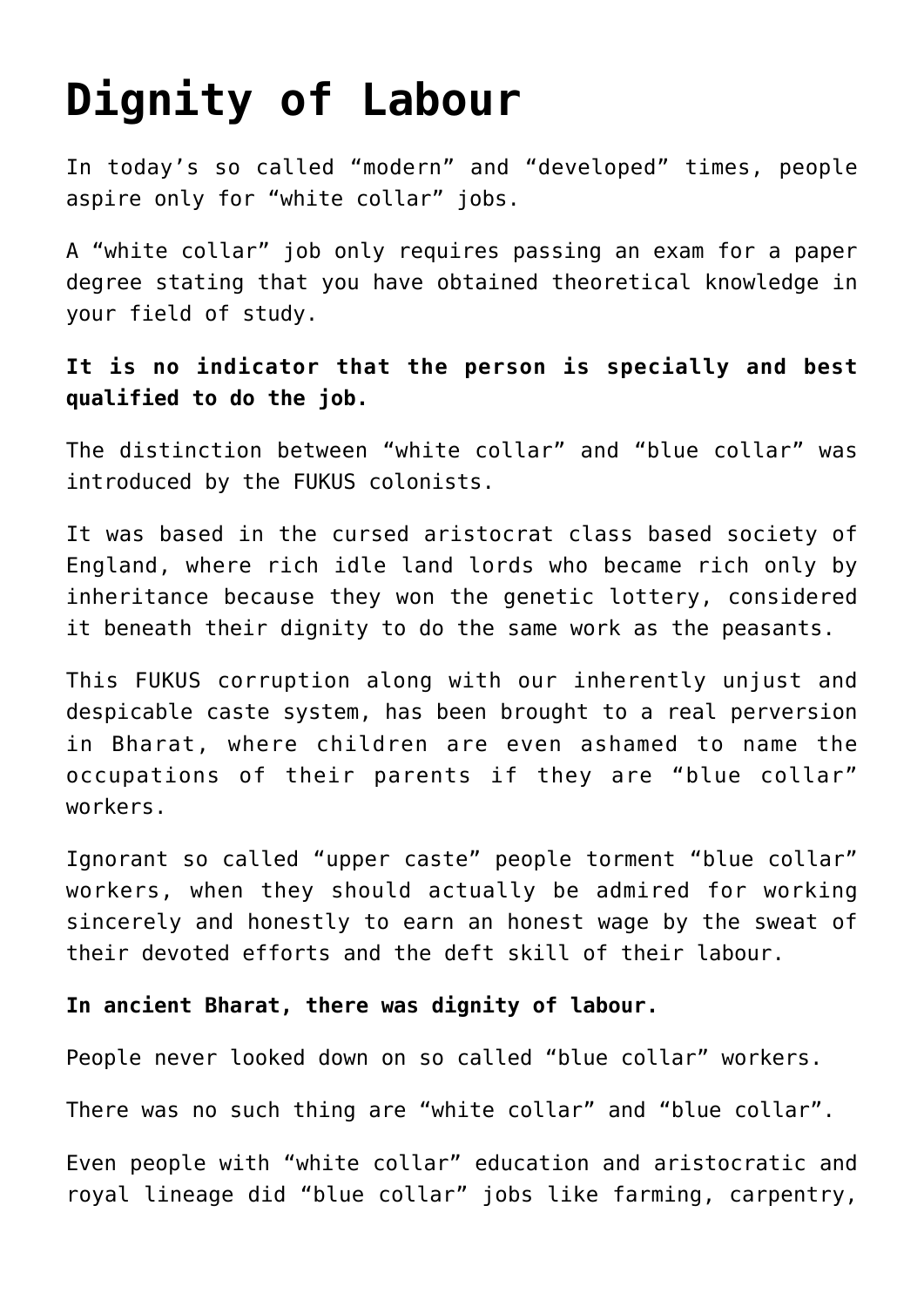# Dignity of Labour

In today's so called "modern" and "developed" times, people aspire only for "white collar" jobs.

A "white collar" job only requires passing an exam for a paper degree stating that you have obtained theoretical knowledge in your field of study.

**It is no indicator that the person is specially and best qualified to do the job.**

The distinction between "white collar" and "blue collar" was introduced by the FUKUS colonists.

It was based in the cursed aristocrat class based society of England, where rich idle land lords who became rich only by inheritance because they won the genetic lottery, considered it beneath their dignity to do the same work as the peasants.

This FUKUS corruption along with our inherently unjust and despicable caste system, has been brought to a real perversion in Bharat, where children are even ashamed to name the occupations of their parents if they are "blue collar" workers.

Ignorant so called "upper caste" people torment "blue collar" workers, when they should actually be admired for working sincerely and honestly to earn an honest wage by the sweat of their devoted efforts and the deft skill of their labour.

**In ancient Bharat, there was dignity of labour.**

People never looked down on so called "blue collar" workers.

There was no such thing are "white collar" and "blue collar".

Even people with "white collar" education and aristocratic and royal lineage did "blue collar" jobs like farming, carpentry,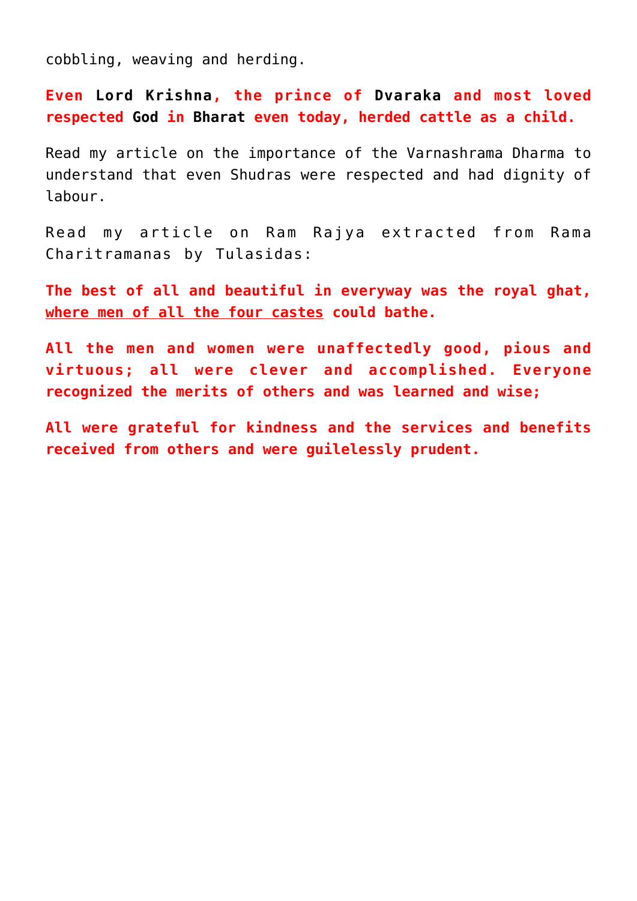cobbling, weaving and herding.

**Even Lord Krishna, the prince of Dvaraka and most loved respected God in Bharat even today, herded cattle as a child.**

Read my article on the importance of the Varnashrama Dharma to understand that even Shudras were respected and had dignity of labour.

Read my article on Ram Rajya extracted from Rama Charitramanas by Tulasidas:

**The best of all and beautiful in everyway was the royal ghat, <u>where men of all the four castes</u> could bathe.**

**All the men and women were unaffectedly good, pious and virtuous; all were clever and accomplished. Everyone recognized the merits of others and was learned and wise;**

**All were grateful for kindness and the services and benefits received from others and were guilelessly prudent.**